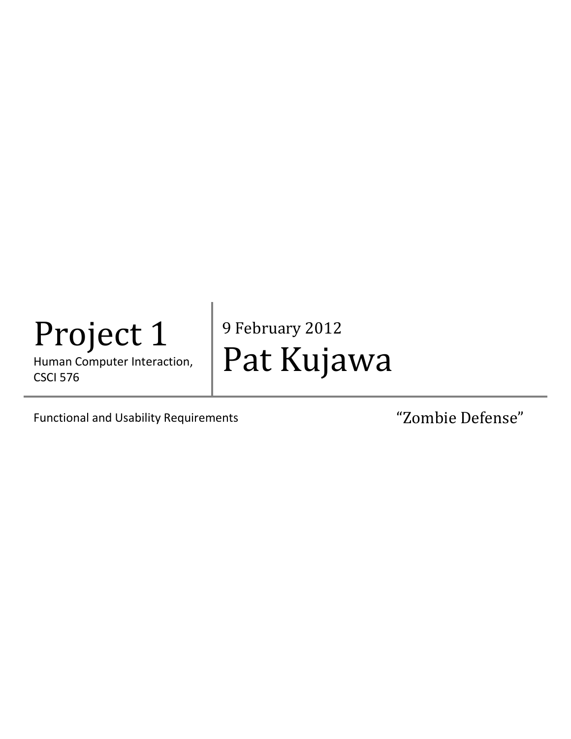# Project 1

Human Computer Interaction, CSCI 576

9 February 2012

# Pat Kujawa

Functional and Usability Requirements

“Zombie Defense”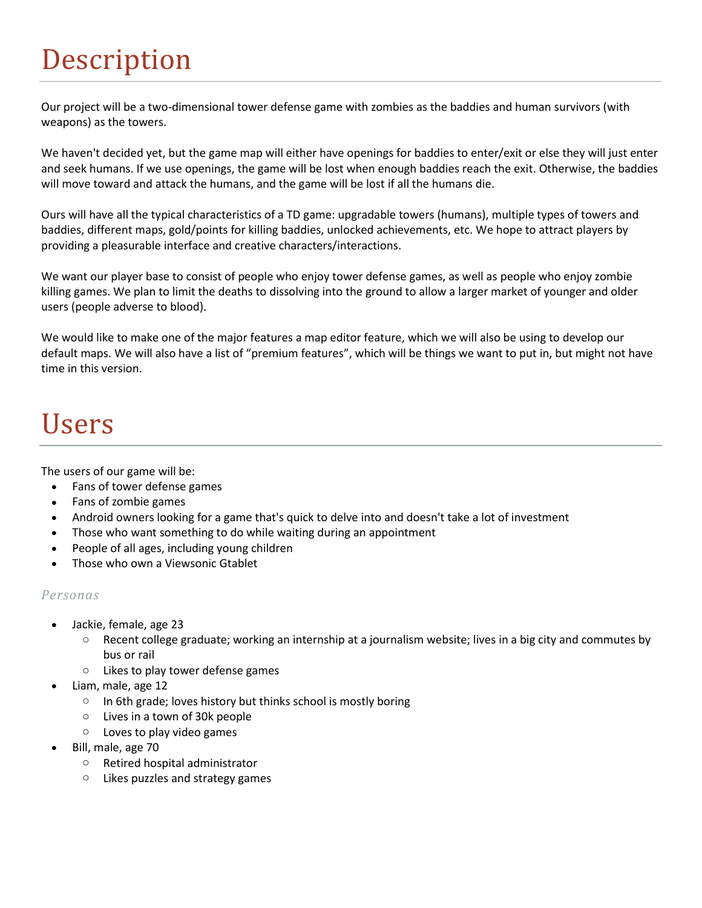# Description

Our project will be a two-dimensional tower defense game with zombies as the baddies and human survivors (with weapons) as the towers.

We haven't decided yet, but the game map will either have openings for baddies to enter/exit or else they will just enter and seek humans. If we use openings, the game will be lost when enough baddies reach the exit. Otherwise, the baddies will move toward and attack the humans, and the game will be lost if all the humans die.

Ours will have all the typical characteristics of a TD game: upgradable towers (humans), multiple types of towers and baddies, different maps, gold/points for killing baddies, unlocked achievements, etc. We hope to attract players by providing a pleasurable interface and creative characters/interactions.

We want our player base to consist of people who enjoy tower defense games, as well as people who enjoy zombie killing games. We plan to limit the deaths to dissolving into the ground to allow a larger market of younger and older users (people adverse to blood).

We would like to make one of the major features a map editor feature, which we will also be using to develop our default maps. We will also have a list of "premium features", which will be things we want to put in, but might not have time in this version.

# Users

The users of our game will be:

- Fans of tower defense games
- Fans of zombie games
- Android owners looking for a game that's quick to delve into and doesn't take a lot of investment
- Those who want something to do while waiting during an appointment
- People of all ages, including young children
- Those who own a Viewsonic Gtablet

### *Personas*

- Jackie, female, age 23
  - Recent college graduate; working an internship at a journalism website; lives in a big city and commutes by bus or rail
  - Likes to play tower defense games
- Liam, male, age 12
  - In 6th grade; loves history but thinks school is mostly boring
  - Lives in a town of 30k people
  - Loves to play video games
- Bill, male, age 70
  - Retired hospital administrator
  - Likes puzzles and strategy games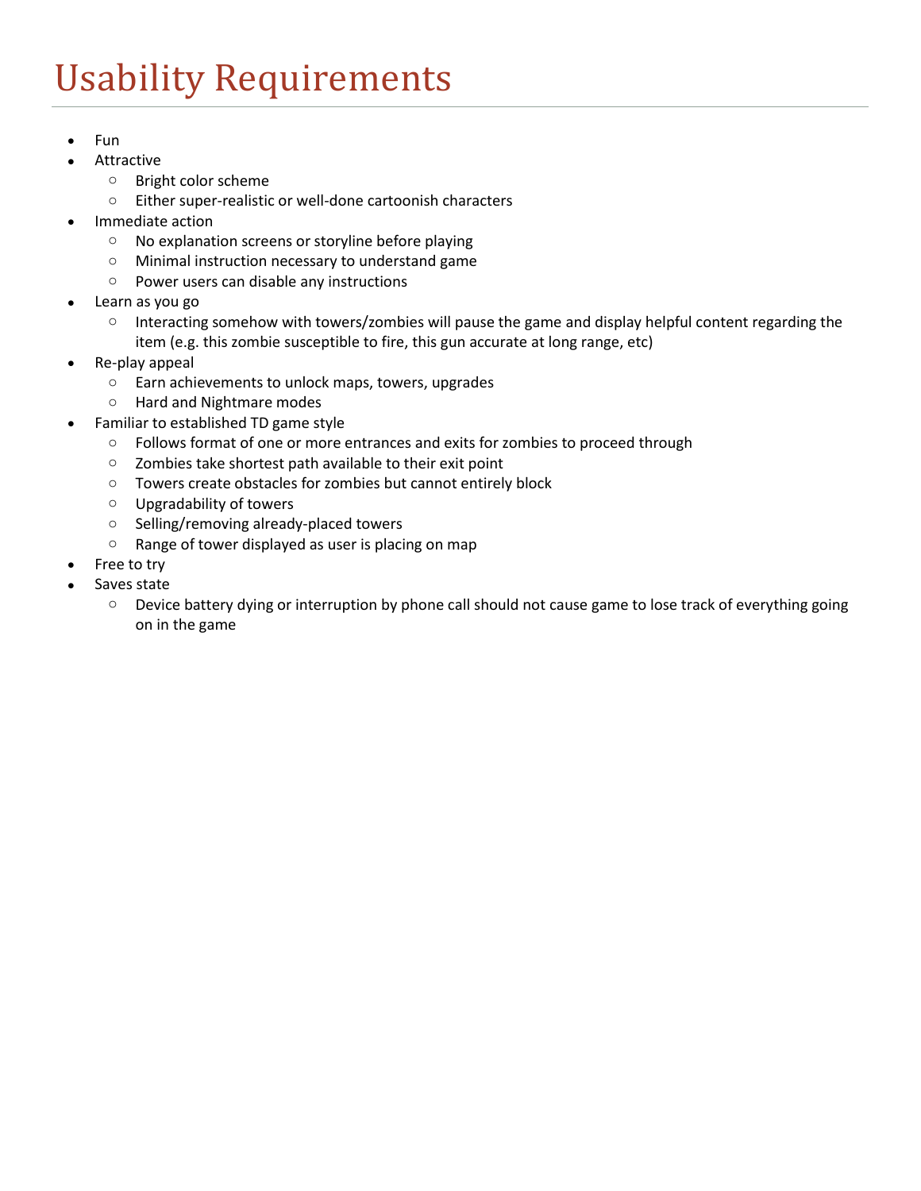# Usability Requirements

- Fun
- Attractive
  - Bright color scheme
  - Either super-realistic or well-done cartoonish characters
- Immediate action
  - No explanation screens or storyline before playing
  - Minimal instruction necessary to understand game
  - Power users can disable any instructions
- Learn as you go
  - Interacting somehow with towers/zombies will pause the game and display helpful content regarding the item (e.g. this zombie susceptible to fire, this gun accurate at long range, etc)
- Re-play appeal
  - Earn achievements to unlock maps, towers, upgrades
  - Hard and Nightmare modes
- Familiar to established TD game style
  - Follows format of one or more entrances and exits for zombies to proceed through
  - Zombies take shortest path available to their exit point
  - Towers create obstacles for zombies but cannot entirely block
  - Upgradability of towers
  - Selling/removing already-placed towers
  - Range of tower displayed as user is placing on map
- Free to try
- Saves state
  - Device battery dying or interruption by phone call should not cause game to lose track of everything going on in the game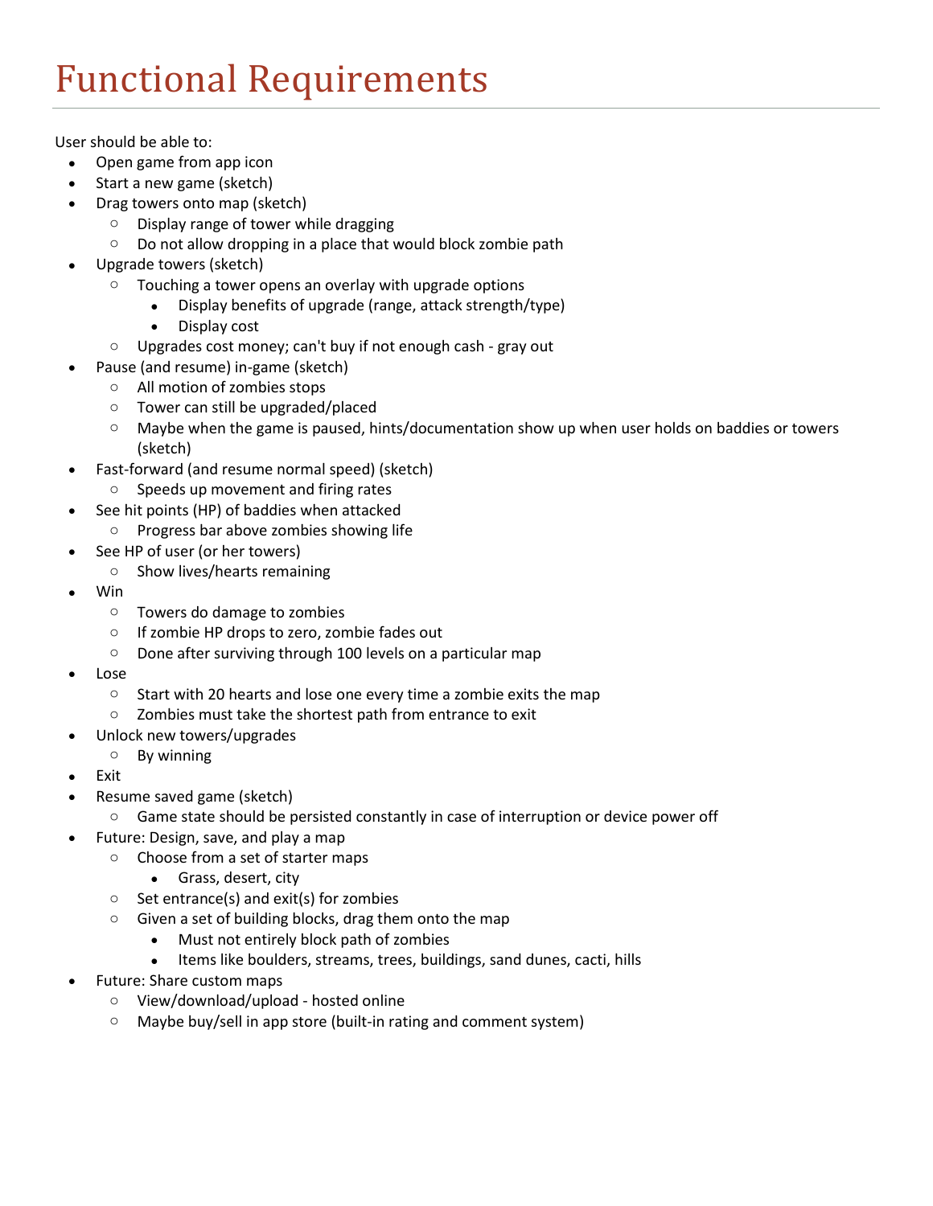# Functional Requirements

User should be able to:

- Open game from app icon
- Start a new game (sketch)
- Drag towers onto map (sketch)
  - Display range of tower while dragging
  - Do not allow dropping in a place that would block zombie path
- Upgrade towers (sketch)
  - Touching a tower opens an overlay with upgrade options
    - Display benefits of upgrade (range, attack strength/type)
    - Display cost
  - Upgrades cost money; can't buy if not enough cash - gray out
- Pause (and resume) in-game (sketch)
  - All motion of zombies stops
  - Tower can still be upgraded/placed
  - Maybe when the game is paused, hints/documentation show up when user holds on baddies or towers (sketch)
- Fast-forward (and resume normal speed) (sketch)
  - Speeds up movement and firing rates
- See hit points (HP) of baddies when attacked
  - Progress bar above zombies showing life
- See HP of user (or her towers)
  - Show lives/hearts remaining
- Win
  - Towers do damage to zombies
  - If zombie HP drops to zero, zombie fades out
  - Done after surviving through 100 levels on a particular map
- Lose
  - Start with 20 hearts and lose one every time a zombie exits the map
  - Zombies must take the shortest path from entrance to exit
- Unlock new towers/upgrades
  - By winning
- Exit
- Resume saved game (sketch)
  - Game state should be persisted constantly in case of interruption or device power off
- Future: Design, save, and play a map
  - Choose from a set of starter maps
    - Grass, desert, city
  - Set entrance(s) and exit(s) for zombies
  - Given a set of building blocks, drag them onto the map
    - Must not entirely block path of zombies
    - Items like boulders, streams, trees, buildings, sand dunes, cacti, hills
- Future: Share custom maps
  - View/download/upload - hosted online
  - Maybe buy/sell in app store (built-in rating and comment system)